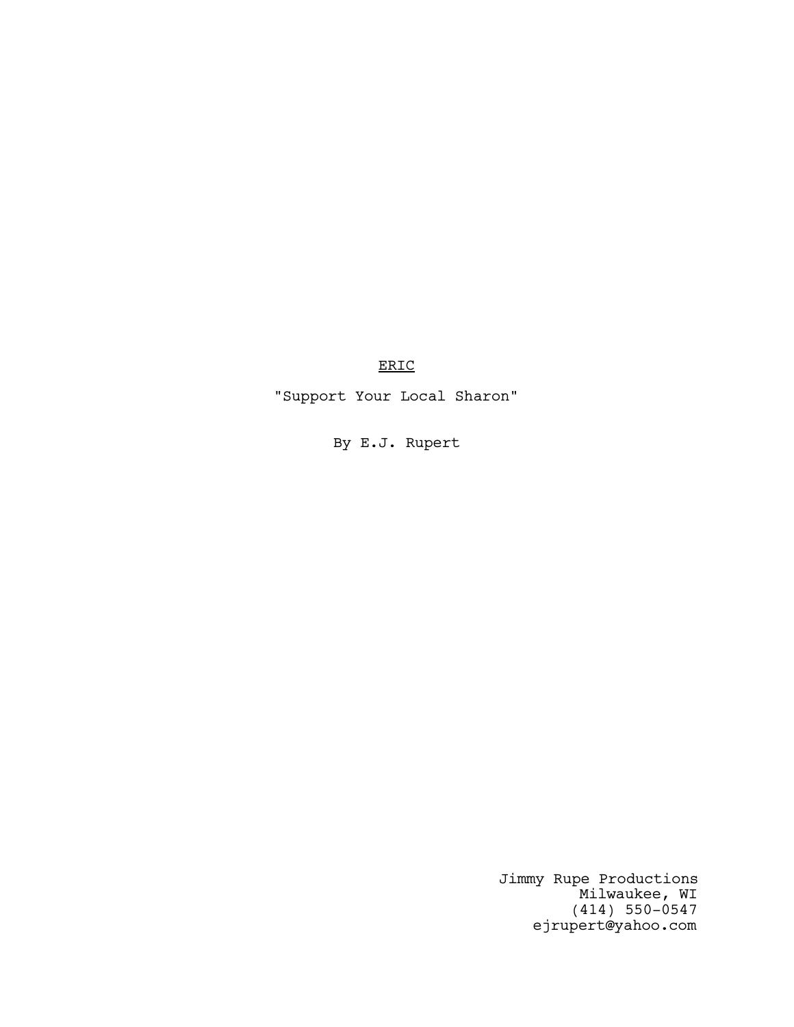<u>ERIC</u>

"Support Your Local Sharon"

By E.J. Rupert

Jimmy Rupe Productions
Milwaukee, WI
(414) 550-0547
ejrupert@yahoo.com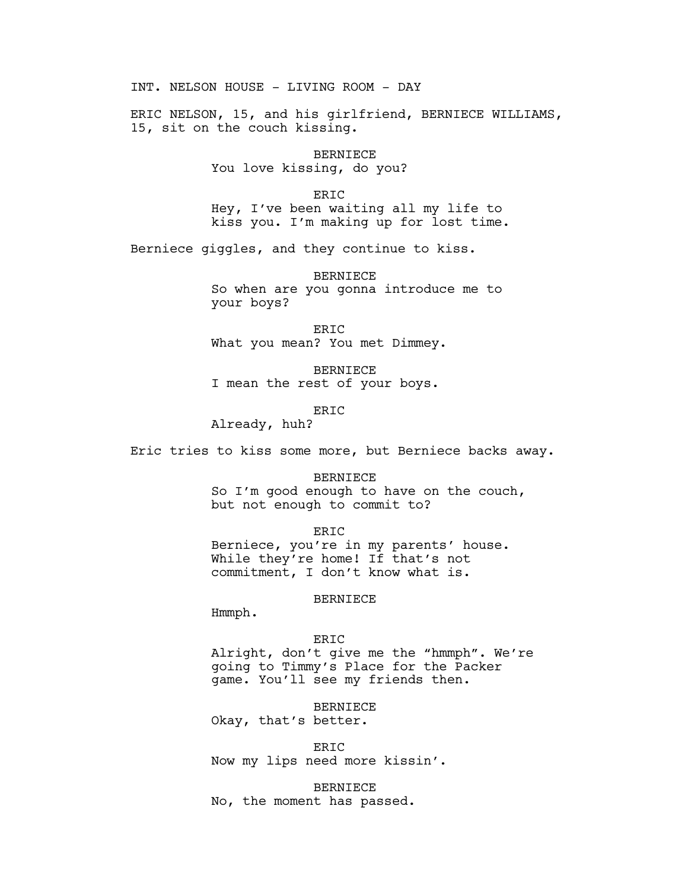INT. NELSON HOUSE - LIVING ROOM - DAY

ERIC NELSON, 15, and his girlfriend, BERNIECE WILLIAMS, 15, sit on the couch kissing.

BERNIECE
You love kissing, do you?

ERIC
Hey, I've been waiting all my life to kiss you. I'm making up for lost time.

Berniece giggles, and they continue to kiss.

BERNIECE
So when are you gonna introduce me to your boys?

ERIC
What you mean? You met Dimmey.

BERNIECE
I mean the rest of your boys.

ERIC
Already, huh?

Eric tries to kiss some more, but Berniece backs away.

BERNIECE
So I'm good enough to have on the couch, but not enough to commit to?

ERIC
Berniece, you're in my parents' house. While they're home! If that's not commitment, I don't know what is.

BERNIECE
Hmmph.

ERIC
Alright, don't give me the "hmmph". We're going to Timmy's Place for the Packer game. You'll see my friends then.

BERNIECE
Okay, that's better.

ERIC
Now my lips need more kissin'.

BERNIECE
No, the moment has passed.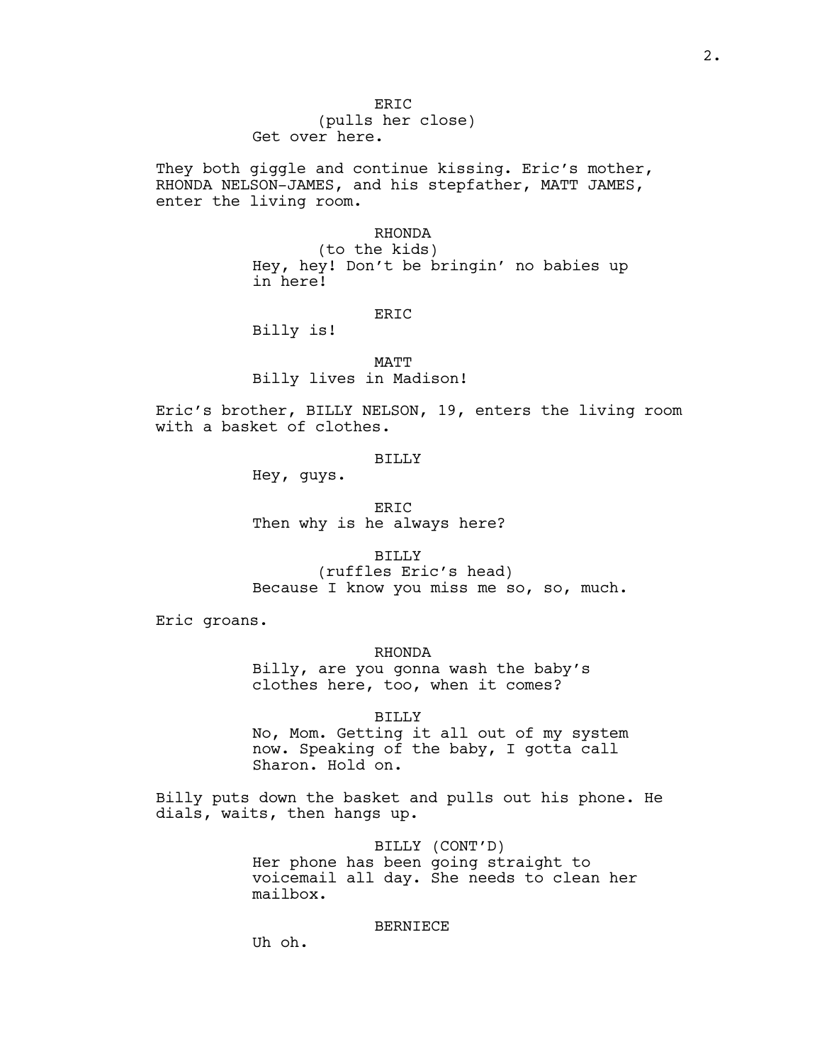ERIC
(pulls her close)
Get over here.

They both giggle and continue kissing. Eric's mother, RHONDA NELSON-JAMES, and his stepfather, MATT JAMES, enter the living room.

RHONDA
(to the kids)
Hey, hey! Don't be bringin' no babies up in here!

ERIC
Billy is!

MATT
Billy lives in Madison!

Eric's brother, BILLY NELSON, 19, enters the living room with a basket of clothes.

BILLY
Hey, guys.

ERIC
Then why is he always here?

BILLY
(ruffles Eric's head)
Because I know you miss me so, so, much.

Eric groans.

RHONDA
Billy, are you gonna wash the baby's clothes here, too, when it comes?

BILLY
No, Mom. Getting it all out of my system now. Speaking of the baby, I gotta call Sharon. Hold on.

Billy puts down the basket and pulls out his phone. He dials, waits, then hangs up.

BILLY (CONT'D)
Her phone has been going straight to voicemail all day. She needs to clean her mailbox.

BERNIECE
Uh oh.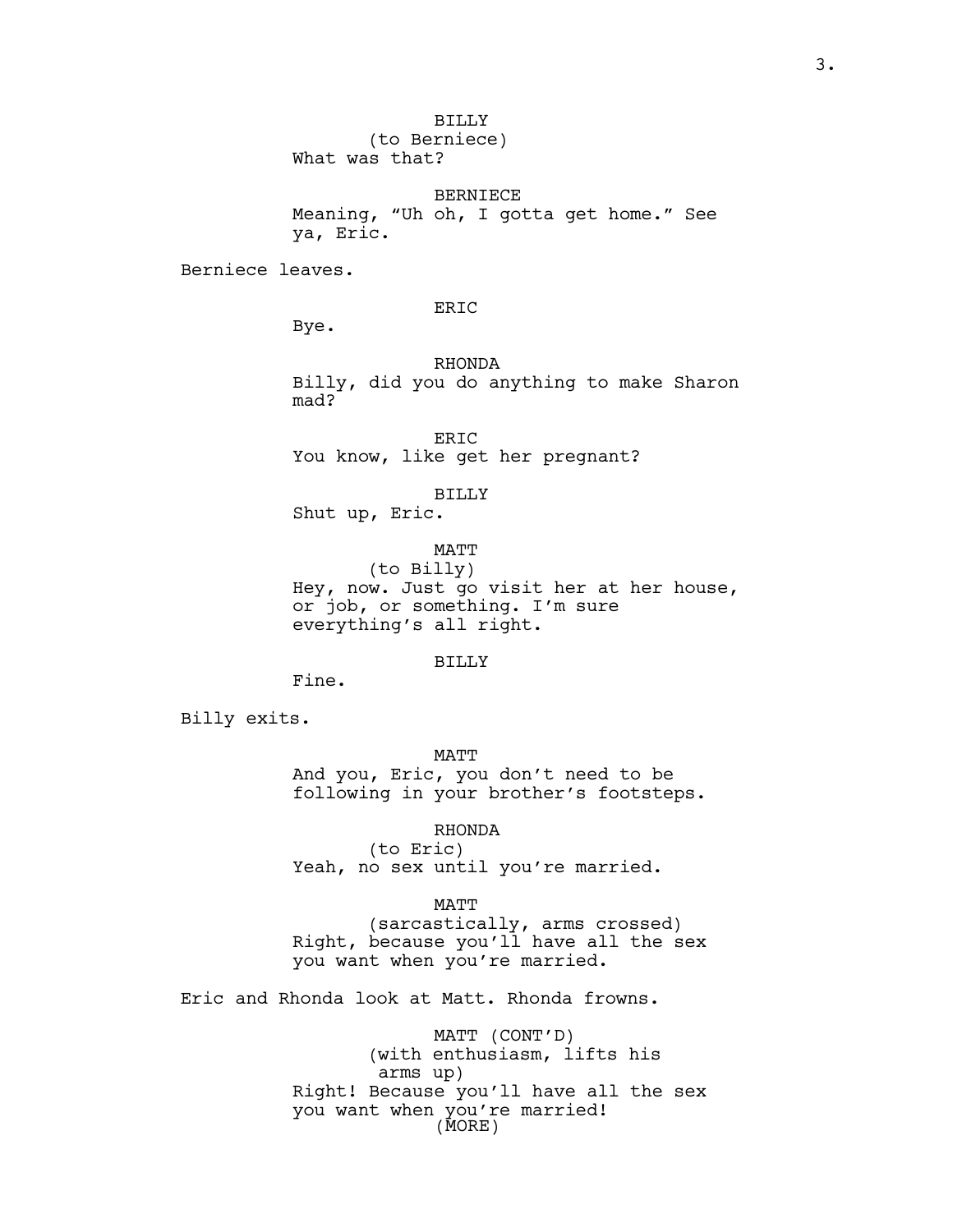BILLY
(to Berniece)
What was that?

BERNIECE
Meaning, "Uh oh, I gotta get home." See ya, Eric.

Berniece leaves.

ERIC
Bye.

RHONDA
Billy, did you do anything to make Sharon mad?

ERIC
You know, like get her pregnant?

BILLY
Shut up, Eric.

MATT
(to Billy)
Hey, now. Just go visit her at her house, or job, or something. I'm sure everything's all right.

BILLY
Fine.

Billy exits.

MATT
And you, Eric, you don't need to be following in your brother's footsteps.

RHONDA
(to Eric)
Yeah, no sex until you're married.

MATT
(sarcastically, arms crossed)
Right, because you'll have all the sex you want when you're married.

Eric and Rhonda look at Matt. Rhonda frowns.

MATT (CONT'D)
(with enthusiasm, lifts his arms up)
Right! Because you'll have all the sex you want when you're married!
(MORE)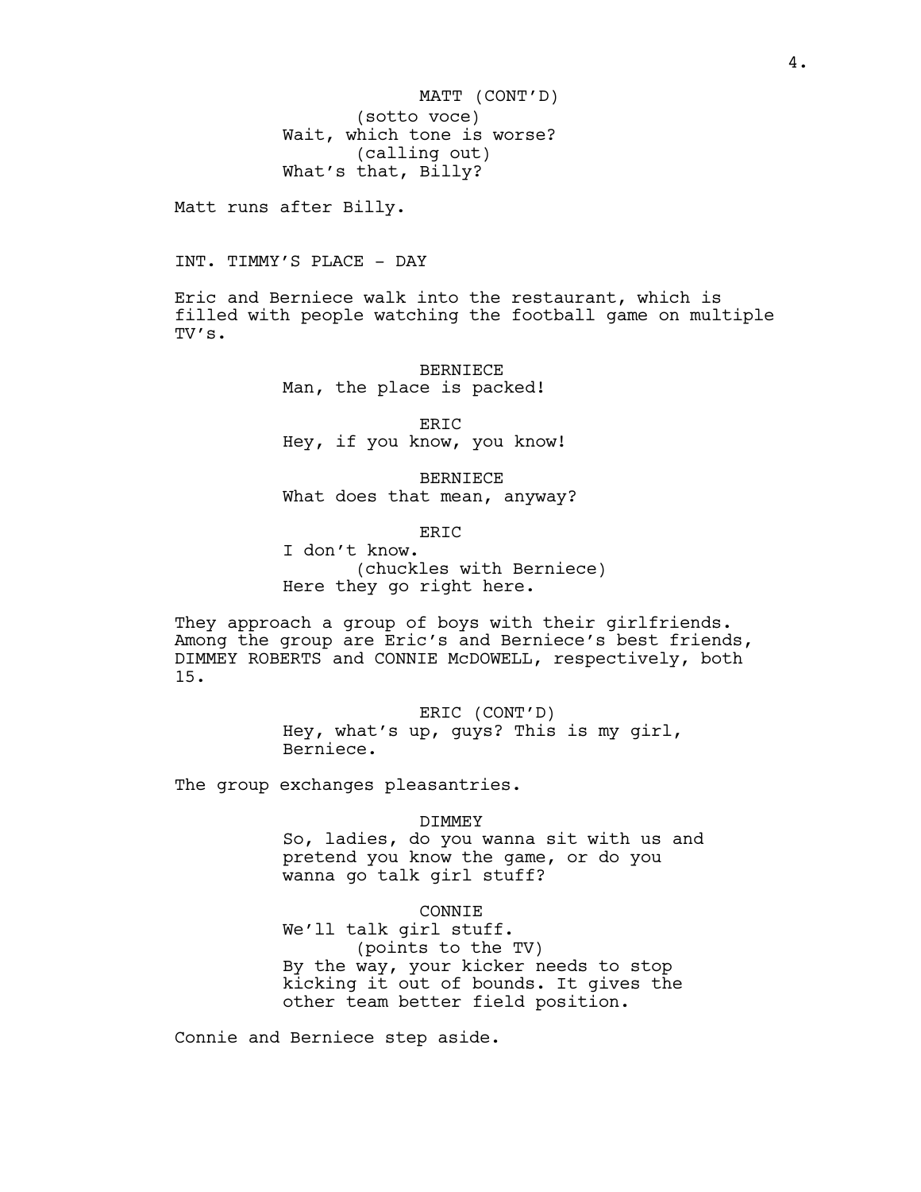MATT (CONT'D)
(sotto voce)
Wait, which tone is worse?
(calling out)
What's that, Billy?

Matt runs after Billy.

INT. TIMMY'S PLACE - DAY

Eric and Berniece walk into the restaurant, which is filled with people watching the football game on multiple TV's.

BERNIECE
Man, the place is packed!

ERIC
Hey, if you know, you know!

BERNIECE
What does that mean, anyway?

ERIC
I don't know.
(chuckles with Berniece)
Here they go right here.

They approach a group of boys with their girlfriends. Among the group are Eric's and Berniece's best friends, DIMMEY ROBERTS and CONNIE McDOWELL, respectively, both 15.

ERIC (CONT'D)
Hey, what's up, guys? This is my girl, Berniece.

The group exchanges pleasantries.

DIMMEY
So, ladies, do you wanna sit with us and pretend you know the game, or do you wanna go talk girl stuff?

CONNIE
We'll talk girl stuff.
(points to the TV)
By the way, your kicker needs to stop kicking it out of bounds. It gives the other team better field position.

Connie and Berniece step aside.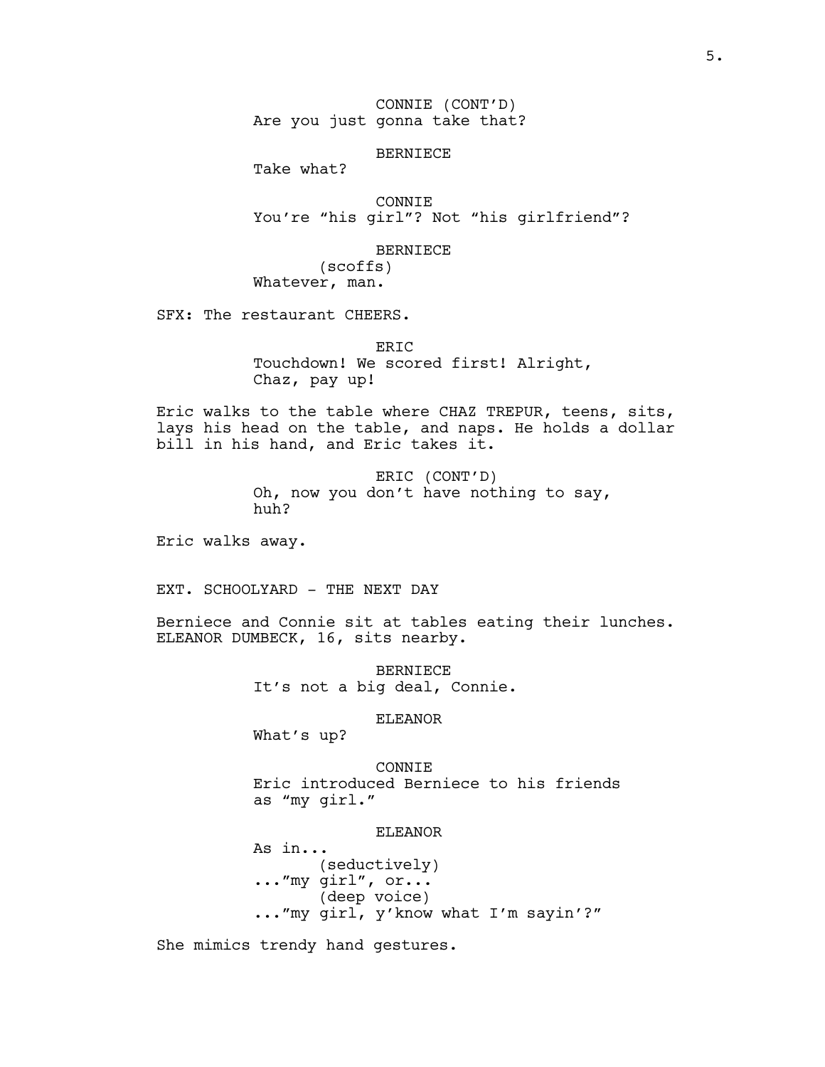CONNIE (CONT'D)
Are you just gonna take that?

BERNIECE
Take what?

CONNIE
You're "his girl"? Not "his girlfriend"?

BERNIECE
(scoffs)
Whatever, man.

SFX: The restaurant CHEERS.

ERIC
Touchdown! We scored first! Alright, Chaz, pay up!

Eric walks to the table where CHAZ TREPUR, teens, sits, lays his head on the table, and naps. He holds a dollar bill in his hand, and Eric takes it.

ERIC (CONT'D)
Oh, now you don't have nothing to say, huh?

Eric walks away.

EXT. SCHOOLYARD - THE NEXT DAY

Berniece and Connie sit at tables eating their lunches. ELEANOR DUMBECK, 16, sits nearby.

BERNIECE
It's not a big deal, Connie.

ELEANOR
What's up?

CONNIE
Eric introduced Berniece to his friends as "my girl."

ELEANOR
As in...
(seductively)
..."my girl", or...
(deep voice)
..."my girl, y'know what I'm sayin'?"

She mimics trendy hand gestures.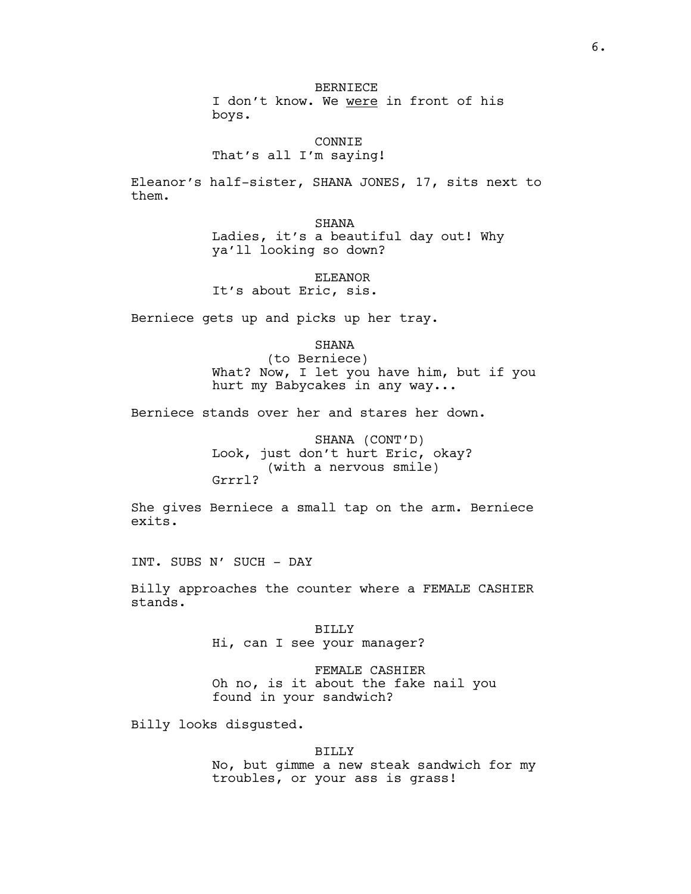BERNIECE
I don't know. We <u>were</u> in front of his boys.

CONNIE
That's all I'm saying!

Eleanor's half-sister, SHANA JONES, 17, sits next to them.

SHANA
Ladies, it's a beautiful day out! Why ya'll looking so down?

ELEANOR
It's about Eric, sis.

Berniece gets up and picks up her tray.

SHANA
(to Berniece)
What? Now, I let you have him, but if you hurt my Babycakes in any way...

Berniece stands over her and stares her down.

SHANA (CONT'D)
Look, just don't hurt Eric, okay?
(with a nervous smile)
Grrrl?

She gives Berniece a small tap on the arm. Berniece exits.

INT. SUBS N' SUCH - DAY

Billy approaches the counter where a FEMALE CASHIER stands.

BILLY
Hi, can I see your manager?

FEMALE CASHIER
Oh no, is it about the fake nail you found in your sandwich?

Billy looks disgusted.

BILLY
No, but gimme a new steak sandwich for my troubles, or your ass is grass!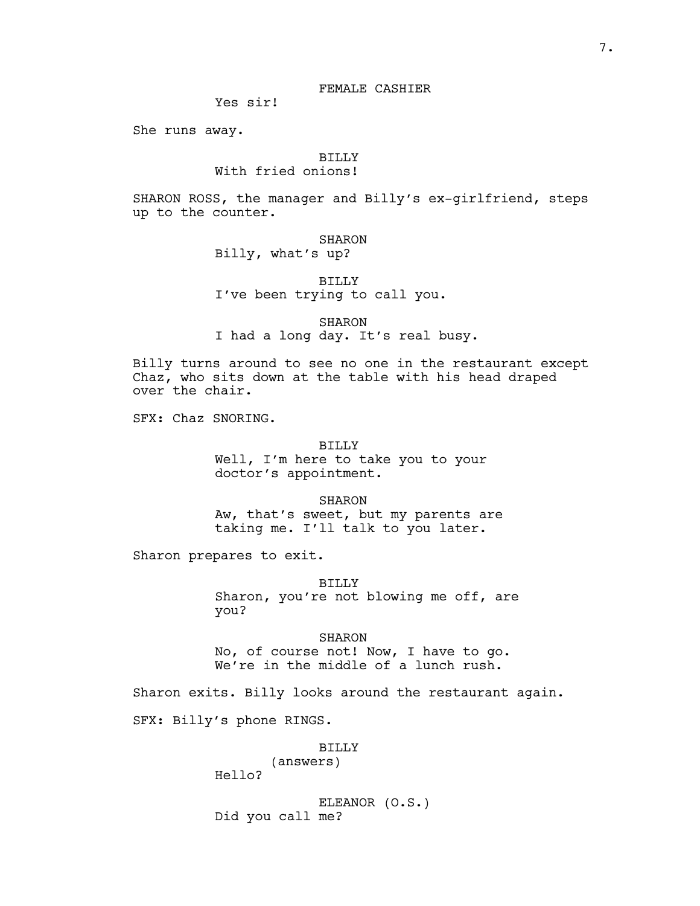FEMALE CASHIER

Yes sir!

She runs away.

BILLY

With fried onions!

SHARON ROSS, the manager and Billy's ex-girlfriend, steps up to the counter.

SHARON

Billy, what's up?

BILLY

I've been trying to call you.

SHARON

I had a long day. It's real busy.

Billy turns around to see no one in the restaurant except Chaz, who sits down at the table with his head draped over the chair.

SFX: Chaz SNORING.

BILLY

Well, I'm here to take you to your doctor's appointment.

SHARON

Aw, that's sweet, but my parents are taking me. I'll talk to you later.

Sharon prepares to exit.

BILLY

Sharon, you're not blowing me off, are you?

SHARON

No, of course not! Now, I have to go. We're in the middle of a lunch rush.

Sharon exits. Billy looks around the restaurant again.

SFX: Billy's phone RINGS.

BILLY

(answers)

Hello?

ELEANOR (O.S.)

Did you call me?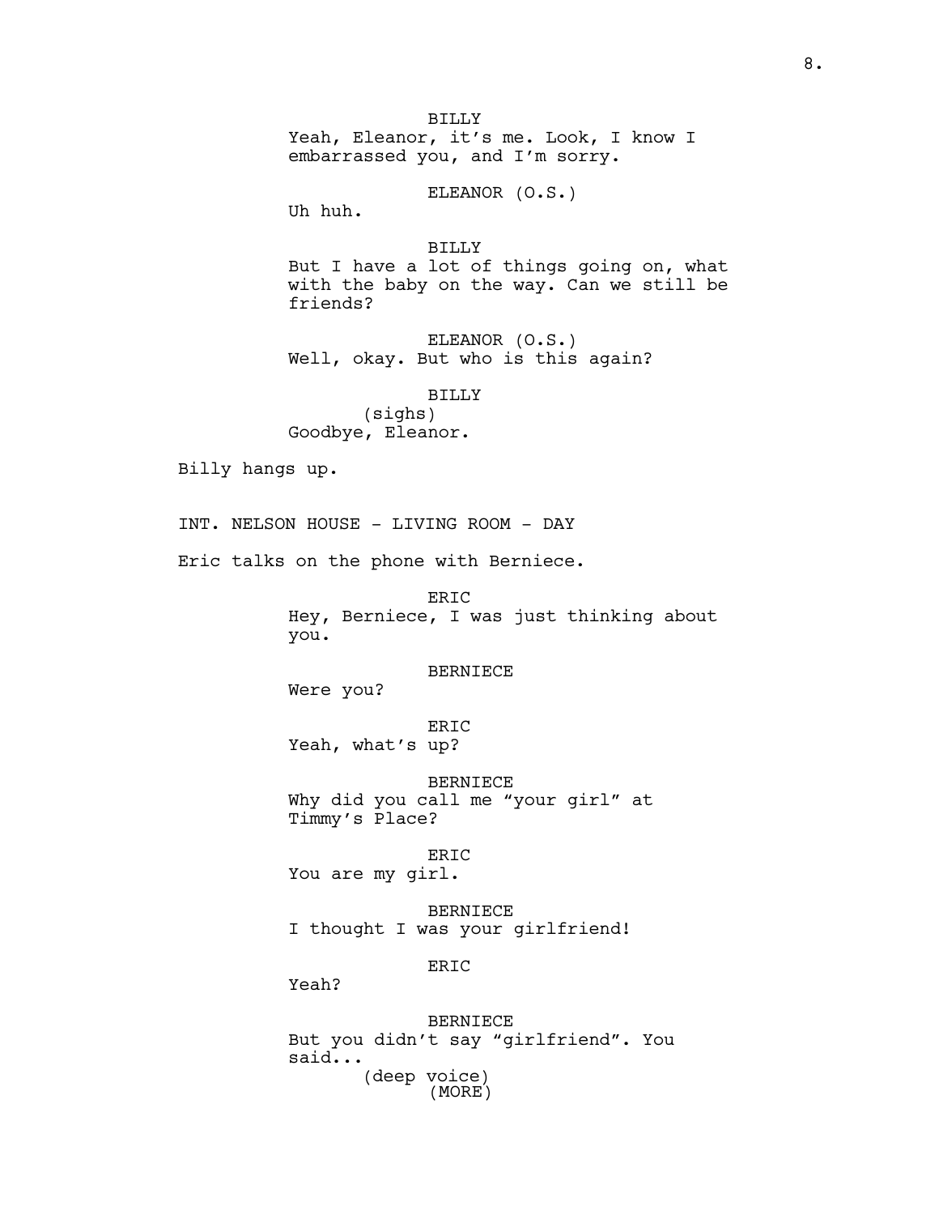BILLY
Yeah, Eleanor, it's me. Look, I know I embarrassed you, and I'm sorry.

ELEANOR (O.S.)
Uh huh.

BILLY
But I have a lot of things going on, what with the baby on the way. Can we still be friends?

ELEANOR (O.S.)
Well, okay. But who is this again?

BILLY
(sighs)
Goodbye, Eleanor.

Billy hangs up.

INT. NELSON HOUSE - LIVING ROOM - DAY

Eric talks on the phone with Berniece.

ERIC
Hey, Berniece, I was just thinking about you.

BERNIECE
Were you?

ERIC
Yeah, what's up?

BERNIECE
Why did you call me "your girl" at Timmy's Place?

ERIC
You are my girl.

BERNIECE
I thought I was your girlfriend!

ERIC
Yeah?

BERNIECE
But you didn't say "girlfriend". You said...
(deep voice)
(MORE)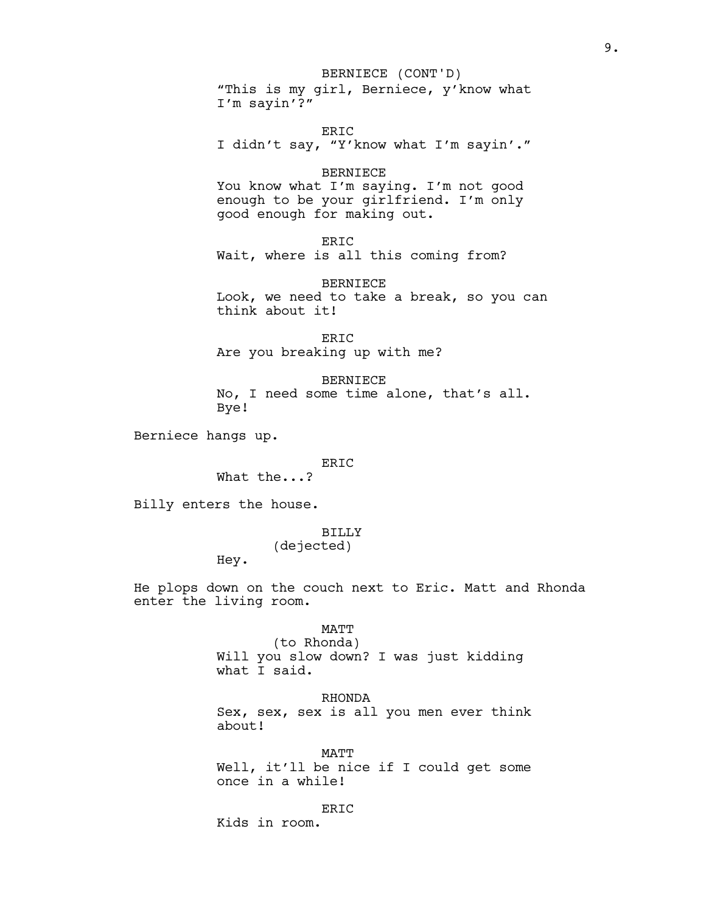BERNIECE (CONT'D)
"This is my girl, Berniece, y'know what I'm sayin'?"

ERIC
I didn't say, "Y'know what I'm sayin'."

BERNIECE
You know what I'm saying. I'm not good enough to be your girlfriend. I'm only good enough for making out.

ERIC
Wait, where is all this coming from?

BERNIECE
Look, we need to take a break, so you can think about it!

ERIC
Are you breaking up with me?

BERNIECE
No, I need some time alone, that's all. Bye!

Berniece hangs up.

ERIC
What the...?

Billy enters the house.

BILLY
(dejected)
Hey.

He plops down on the couch next to Eric. Matt and Rhonda enter the living room.

MATT
(to Rhonda)
Will you slow down? I was just kidding what I said.

RHONDA
Sex, sex, sex is all you men ever think about!

MATT
Well, it'll be nice if I could get some once in a while!

ERIC
Kids in room.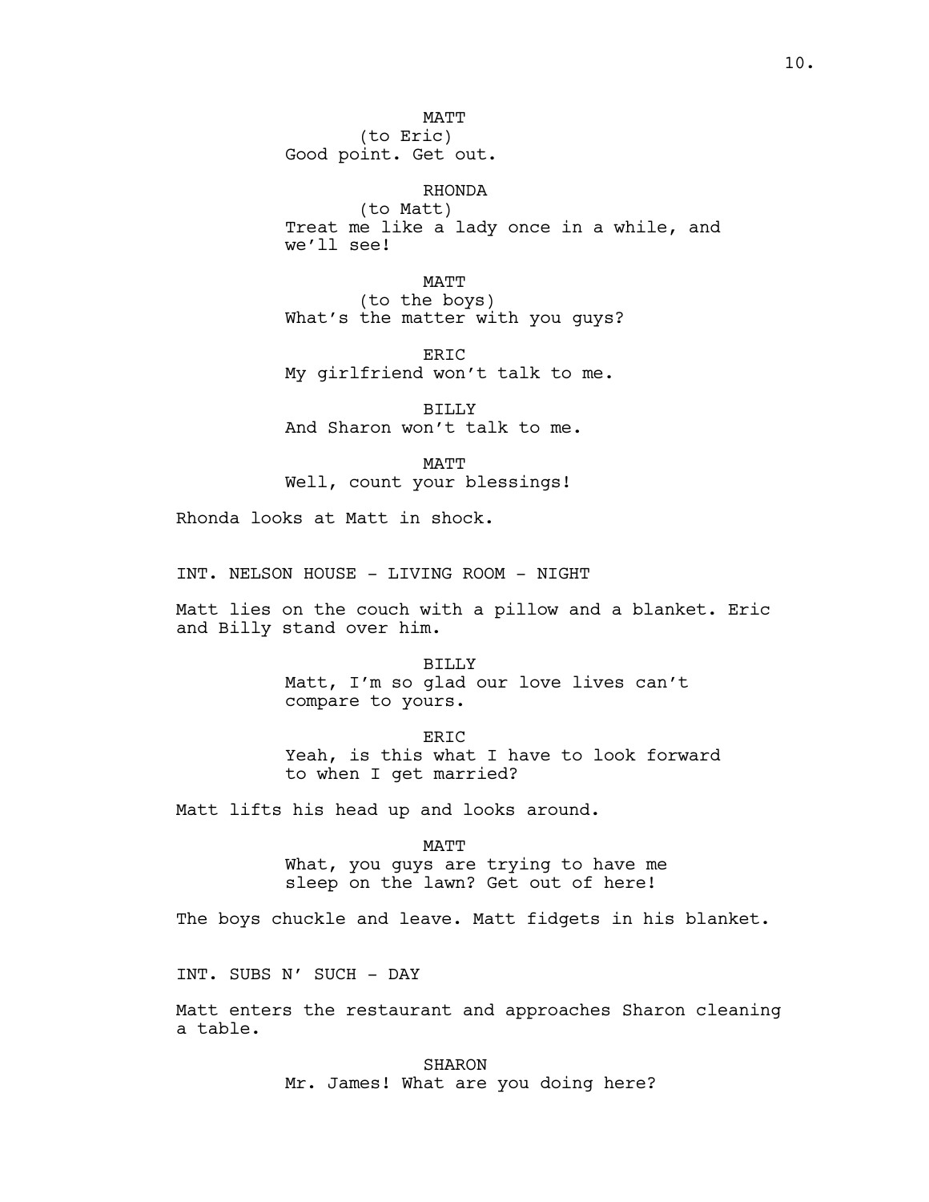MATT
(to Eric)
Good point. Get out.

RHONDA
(to Matt)
Treat me like a lady once in a while, and we'll see!

MATT
(to the boys)
What's the matter with you guys?

ERIC
My girlfriend won't talk to me.

BILLY
And Sharon won't talk to me.

MATT
Well, count your blessings!

Rhonda looks at Matt in shock.

INT. NELSON HOUSE - LIVING ROOM - NIGHT

Matt lies on the couch with a pillow and a blanket. Eric and Billy stand over him.

BILLY
Matt, I'm so glad our love lives can't compare to yours.

ERIC
Yeah, is this what I have to look forward to when I get married?

Matt lifts his head up and looks around.

MATT
What, you guys are trying to have me sleep on the lawn? Get out of here!

The boys chuckle and leave. Matt fidgets in his blanket.

INT. SUBS N' SUCH - DAY

Matt enters the restaurant and approaches Sharon cleaning a table.

SHARON
Mr. James! What are you doing here?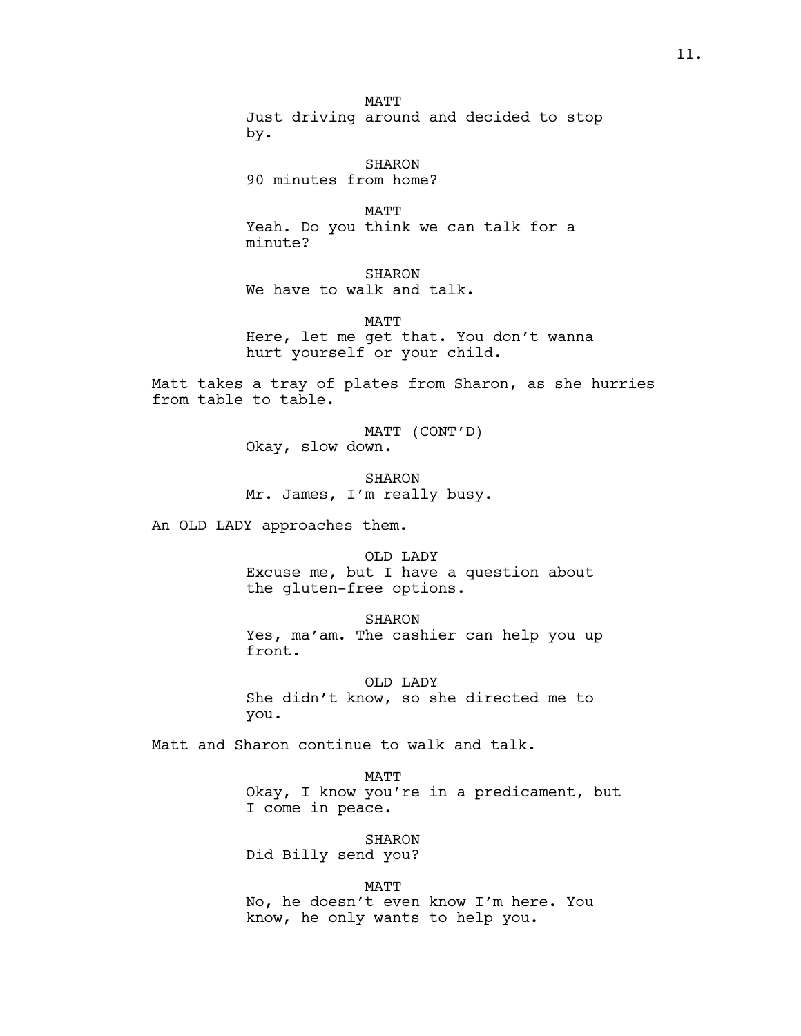MATT
Just driving around and decided to stop by.

SHARON
90 minutes from home?

MATT
Yeah. Do you think we can talk for a minute?

SHARON
We have to walk and talk.

MATT
Here, let me get that. You don't wanna hurt yourself or your child.

Matt takes a tray of plates from Sharon, as she hurries from table to table.

MATT (CONT'D)
Okay, slow down.

SHARON
Mr. James, I'm really busy.

An OLD LADY approaches them.

OLD LADY
Excuse me, but I have a question about the gluten-free options.

SHARON
Yes, ma'am. The cashier can help you up front.

OLD LADY
She didn't know, so she directed me to you.

Matt and Sharon continue to walk and talk.

MATT
Okay, I know you're in a predicament, but I come in peace.

SHARON
Did Billy send you?

MATT
No, he doesn't even know I'm here. You know, he only wants to help you.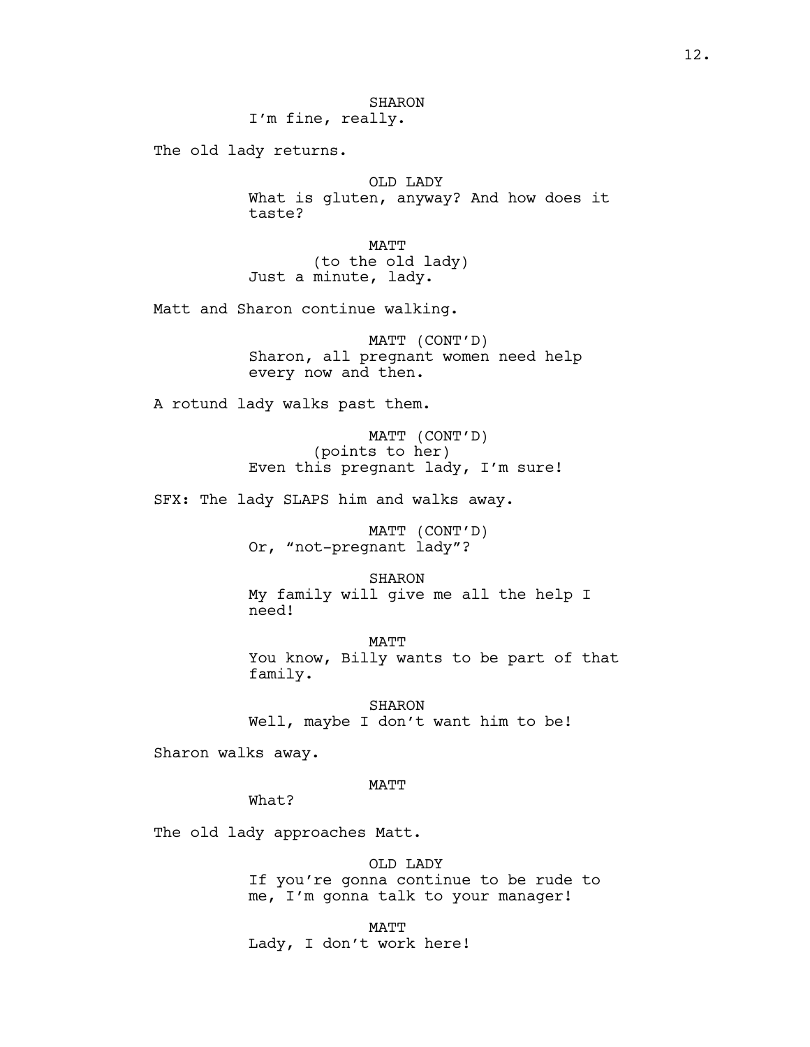SHARON
I'm fine, really.

The old lady returns.

OLD LADY
What is gluten, anyway? And how does it taste?

MATT
(to the old lady)
Just a minute, lady.

Matt and Sharon continue walking.

MATT (CONT'D)
Sharon, all pregnant women need help every now and then.

A rotund lady walks past them.

MATT (CONT'D)
(points to her)
Even this pregnant lady, I'm sure!

SFX: The lady SLAPS him and walks away.

MATT (CONT'D)
Or, "not-pregnant lady"?

SHARON
My family will give me all the help I need!

MATT
You know, Billy wants to be part of that family.

SHARON
Well, maybe I don't want him to be!

Sharon walks away.

MATT
What?

The old lady approaches Matt.

OLD LADY
If you're gonna continue to be rude to me, I'm gonna talk to your manager!

MATT
Lady, I don't work here!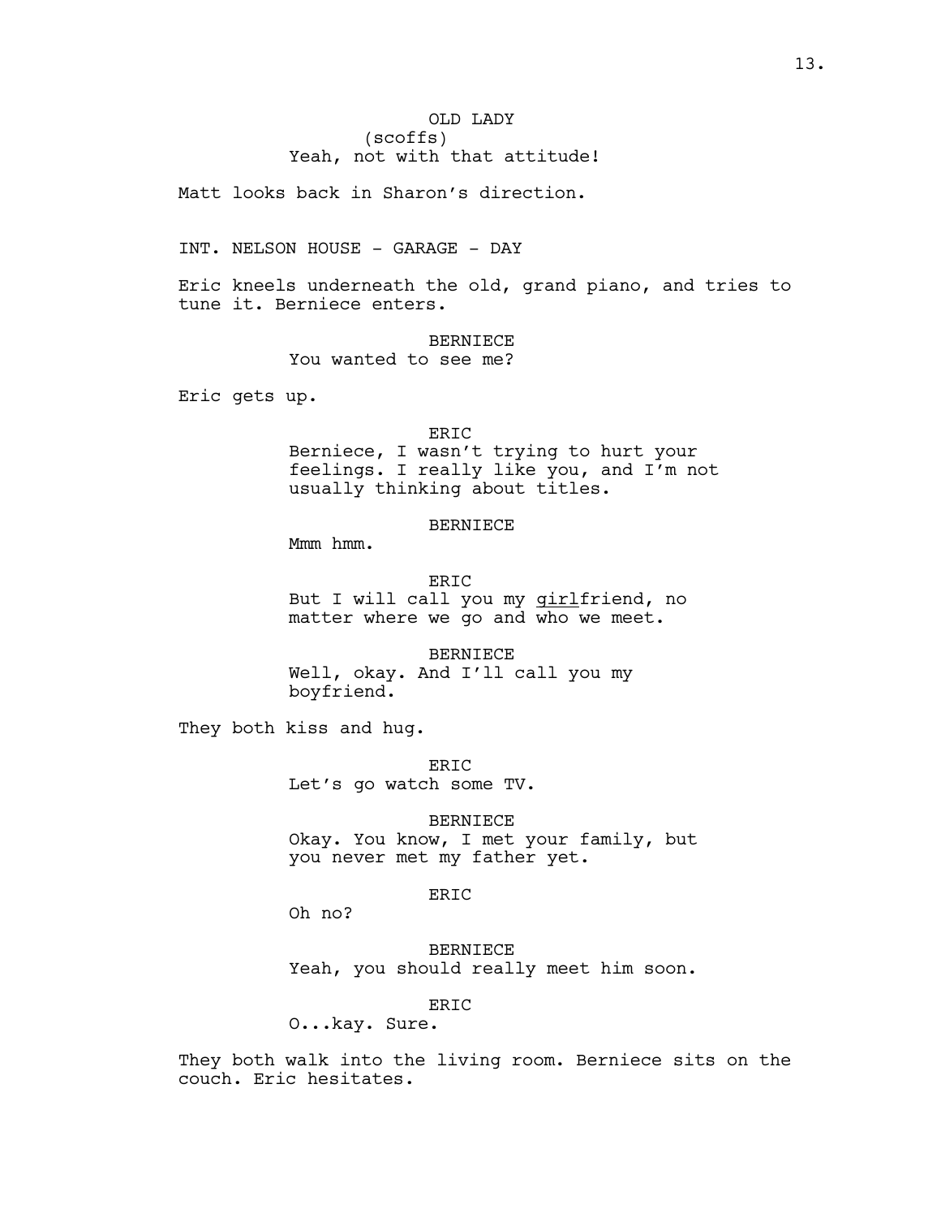OLD LADY
(scoffs)
Yeah, not with that attitude!

Matt looks back in Sharon's direction.

INT. NELSON HOUSE - GARAGE - DAY

Eric kneels underneath the old, grand piano, and tries to tune it. Berniece enters.

BERNIECE
You wanted to see me?

Eric gets up.

ERIC
Berniece, I wasn't trying to hurt your feelings. I really like you, and I'm not usually thinking about titles.

BERNIECE
Mmm hmm.

ERIC
But I will call you my <u>girl</u>friend, no matter where we go and who we meet.

BERNIECE
Well, okay. And I'll call you my boyfriend.

They both kiss and hug.

ERIC
Let's go watch some TV.

BERNIECE
Okay. You know, I met your family, but you never met my father yet.

ERIC
Oh no?

BERNIECE
Yeah, you should really meet him soon.

ERIC
O...kay. Sure.

They both walk into the living room. Berniece sits on the couch. Eric hesitates.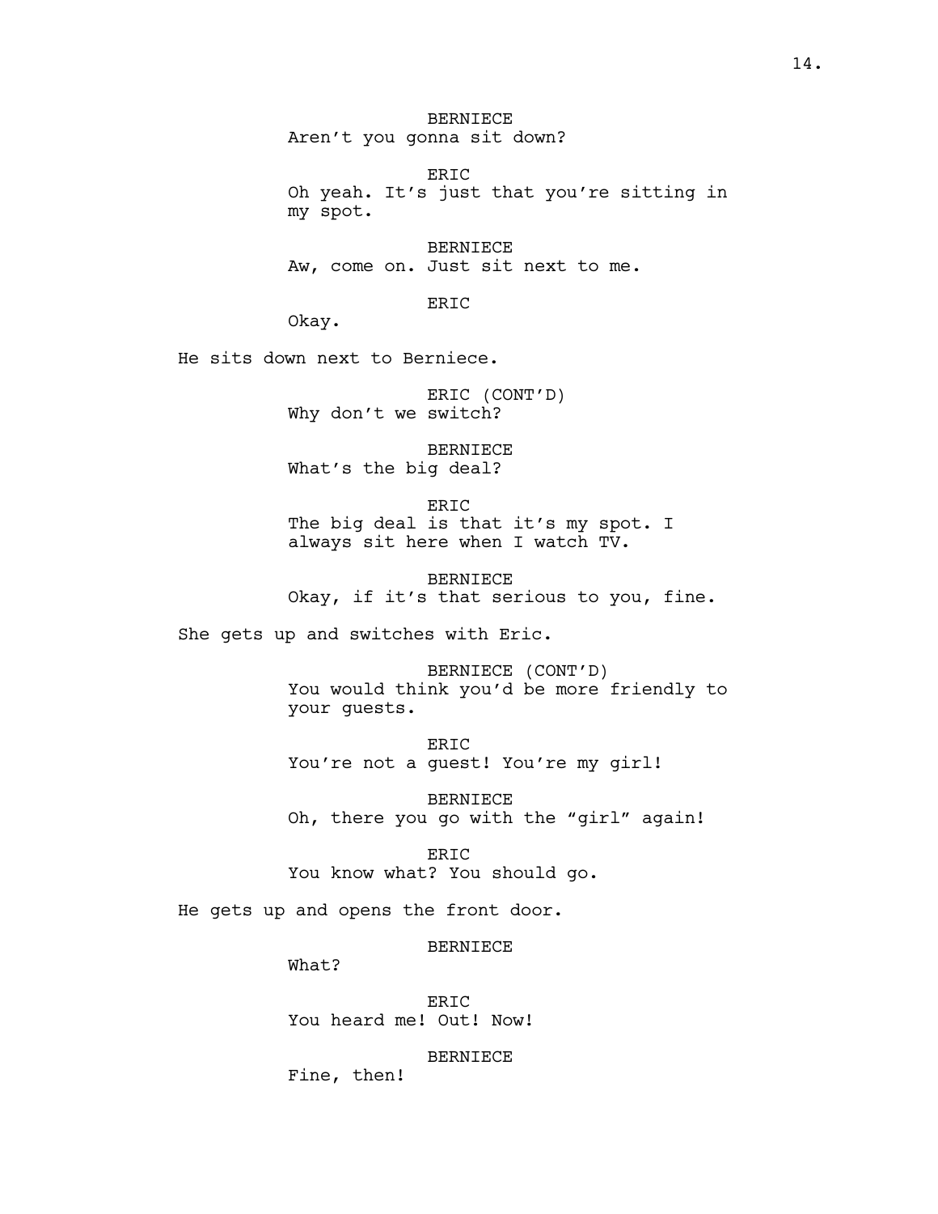BERNIECE
Aren't you gonna sit down?

ERIC
Oh yeah. It's just that you're sitting in my spot.

BERNIECE
Aw, come on. Just sit next to me.

ERIC
Okay.

He sits down next to Berniece.

ERIC (CONT'D)
Why don't we switch?

BERNIECE
What's the big deal?

ERIC
The big deal is that it's my spot. I always sit here when I watch TV.

BERNIECE
Okay, if it's that serious to you, fine.

She gets up and switches with Eric.

BERNIECE (CONT'D)
You would think you'd be more friendly to your guests.

ERIC
You're not a guest! You're my girl!

BERNIECE
Oh, there you go with the "girl" again!

ERIC
You know what? You should go.

He gets up and opens the front door.

BERNIECE
What?

ERIC
You heard me! Out! Now!

BERNIECE
Fine, then!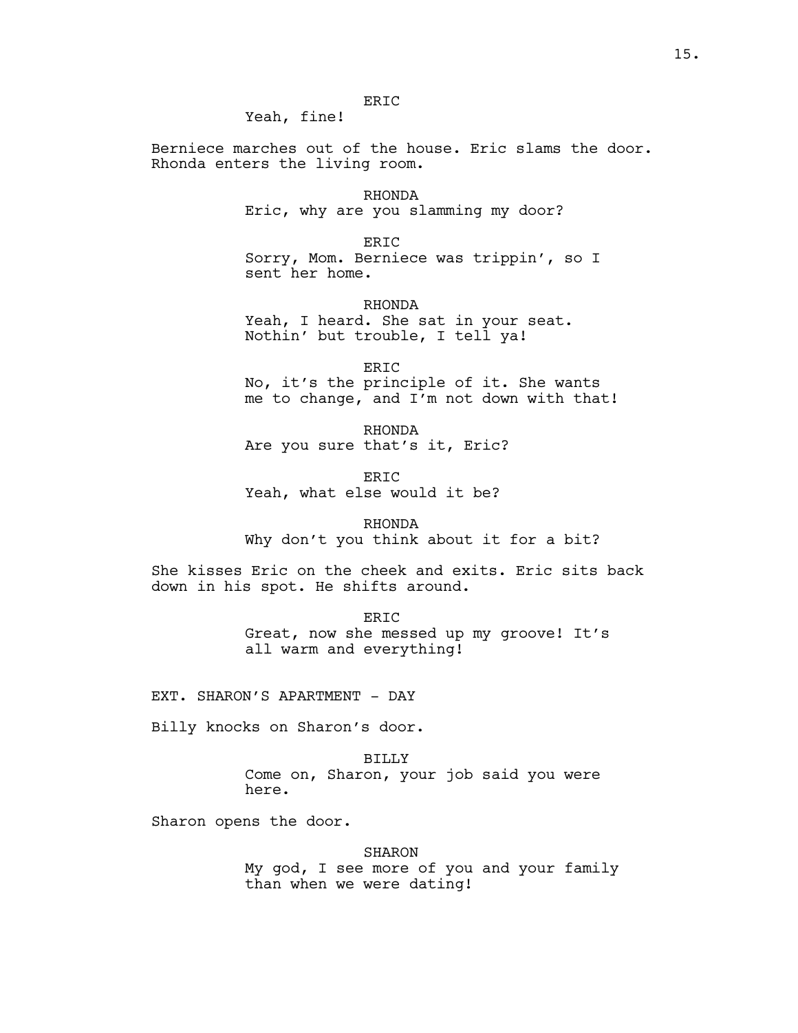ERIC

Yeah, fine!

Berniece marches out of the house. Eric slams the door. Rhonda enters the living room.

RHONDA

Eric, why are you slamming my door?

ERIC

Sorry, Mom. Berniece was trippin’, so I sent her home.

RHONDA

Yeah, I heard. She sat in your seat. Nothin’ but trouble, I tell ya!

ERIC

No, it’s the principle of it. She wants me to change, and I’m not down with that!

RHONDA

Are you sure that’s it, Eric?

ERIC

Yeah, what else would it be?

RHONDA

Why don’t you think about it for a bit?

She kisses Eric on the cheek and exits. Eric sits back down in his spot. He shifts around.

ERIC

Great, now she messed up my groove! It’s all warm and everything!

EXT. SHARON’S APARTMENT - DAY

Billy knocks on Sharon’s door.

BILLY

Come on, Sharon, your job said you were here.

Sharon opens the door.

SHARON

My god, I see more of you and your family than when we were dating!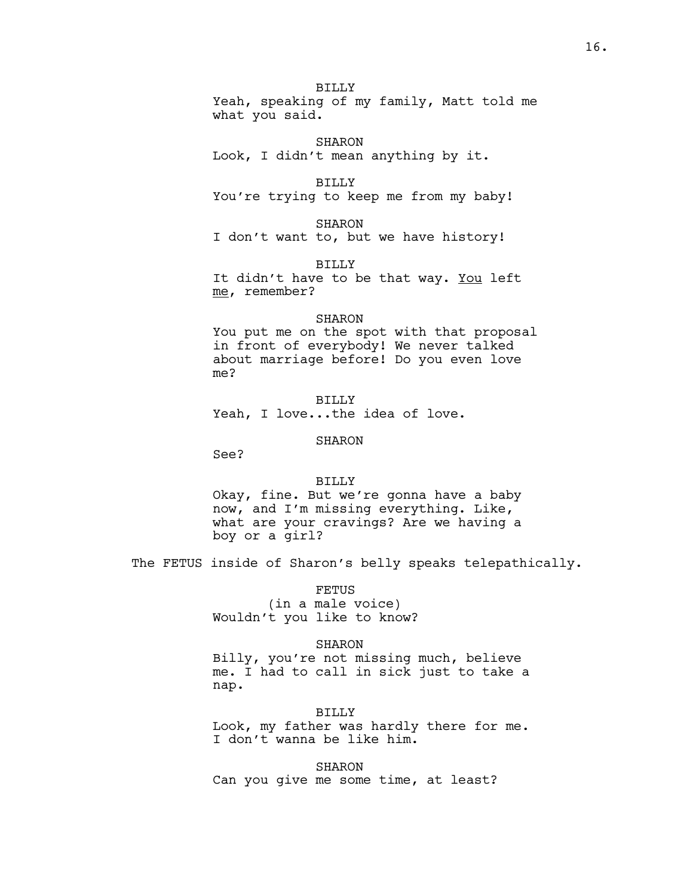BILLY
Yeah, speaking of my family, Matt told me what you said.

SHARON
Look, I didn't mean anything by it.

BILLY
You're trying to keep me from my baby!

SHARON
I don't want to, but we have history!

BILLY
It didn't have to be that way. <u>You</u> left <u>me</u>, remember?

SHARON
You put me on the spot with that proposal in front of everybody! We never talked about marriage before! Do you even love me?

BILLY
Yeah, I love...the idea of love.

SHARON
See?

BILLY
Okay, fine. But we're gonna have a baby now, and I'm missing everything. Like, what are your cravings? Are we having a boy or a girl?

The FETUS inside of Sharon's belly speaks telepathically.

FETUS
(in a male voice)
Wouldn't you like to know?

SHARON
Billy, you're not missing much, believe me. I had to call in sick just to take a nap.

BILLY
Look, my father was hardly there for me. I don't wanna be like him.

SHARON
Can you give me some time, at least?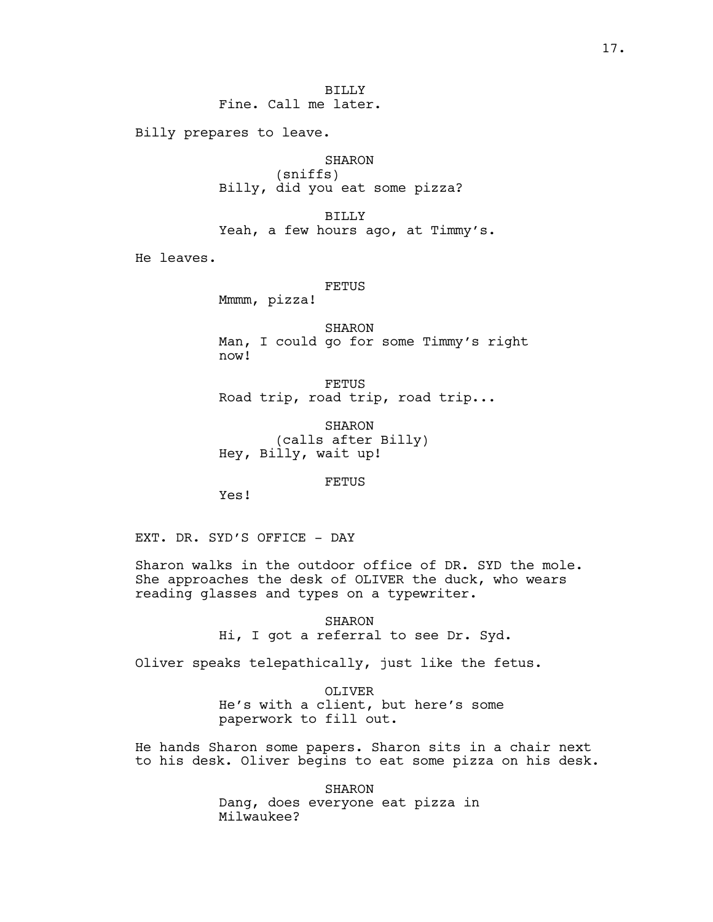BILLY
Fine. Call me later.

Billy prepares to leave.

SHARON
(sniffs)
Billy, did you eat some pizza?

BILLY
Yeah, a few hours ago, at Timmy's.

He leaves.

FETUS
Mmmm, pizza!

SHARON
Man, I could go for some Timmy's right now!

FETUS
Road trip, road trip, road trip...

SHARON
(calls after Billy)
Hey, Billy, wait up!

FETUS
Yes!

EXT. DR. SYD'S OFFICE - DAY

Sharon walks in the outdoor office of DR. SYD the mole. She approaches the desk of OLIVER the duck, who wears reading glasses and types on a typewriter.

SHARON
Hi, I got a referral to see Dr. Syd.

Oliver speaks telepathically, just like the fetus.

OLIVER
He's with a client, but here's some paperwork to fill out.

He hands Sharon some papers. Sharon sits in a chair next to his desk. Oliver begins to eat some pizza on his desk.

SHARON
Dang, does everyone eat pizza in Milwaukee?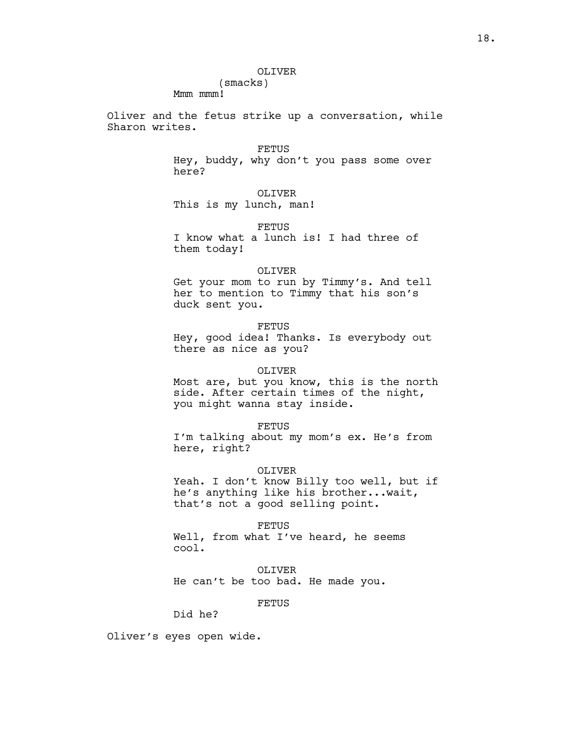OLIVER
(smacks)
Mmm mmm!

Oliver and the fetus strike up a conversation, while Sharon writes.

FETUS
Hey, buddy, why don't you pass some over here?

OLIVER
This is my lunch, man!

FETUS
I know what a lunch is! I had three of them today!

OLIVER
Get your mom to run by Timmy's. And tell her to mention to Timmy that his son's duck sent you.

FETUS
Hey, good idea! Thanks. Is everybody out there as nice as you?

OLIVER
Most are, but you know, this is the north side. After certain times of the night, you might wanna stay inside.

FETUS
I'm talking about my mom's ex. He's from here, right?

OLIVER
Yeah. I don't know Billy too well, but if he's anything like his brother...wait, that's not a good selling point.

FETUS
Well, from what I've heard, he seems cool.

OLIVER
He can't be too bad. He made you.

FETUS
Did he?

Oliver's eyes open wide.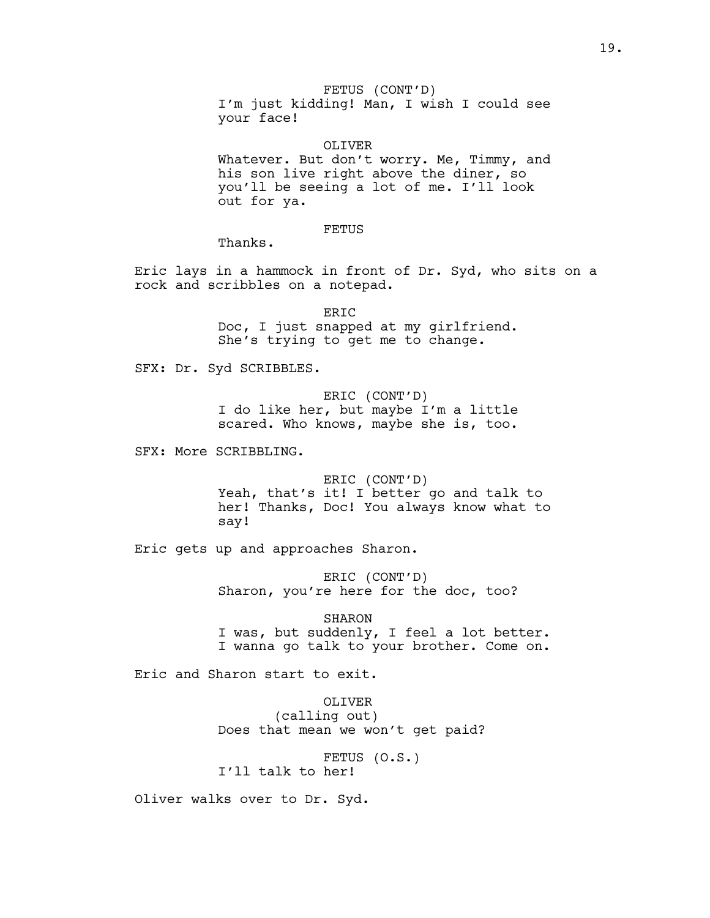FETUS (CONT'D)
I'm just kidding! Man, I wish I could see your face!

OLIVER
Whatever. But don't worry. Me, Timmy, and his son live right above the diner, so you'll be seeing a lot of me. I'll look out for ya.

FETUS
Thanks.

Eric lays in a hammock in front of Dr. Syd, who sits on a rock and scribbles on a notepad.

ERIC
Doc, I just snapped at my girlfriend. She's trying to get me to change.

SFX: Dr. Syd SCRIBBLES.

ERIC (CONT'D)
I do like her, but maybe I'm a little scared. Who knows, maybe she is, too.

SFX: More SCRIBBLING.

ERIC (CONT'D)
Yeah, that's it! I better go and talk to her! Thanks, Doc! You always know what to say!

Eric gets up and approaches Sharon.

ERIC (CONT'D)
Sharon, you're here for the doc, too?

SHARON
I was, but suddenly, I feel a lot better. I wanna go talk to your brother. Come on.

Eric and Sharon start to exit.

OLIVER
(calling out)
Does that mean we won't get paid?

FETUS (O.S.)
I'll talk to her!

Oliver walks over to Dr. Syd.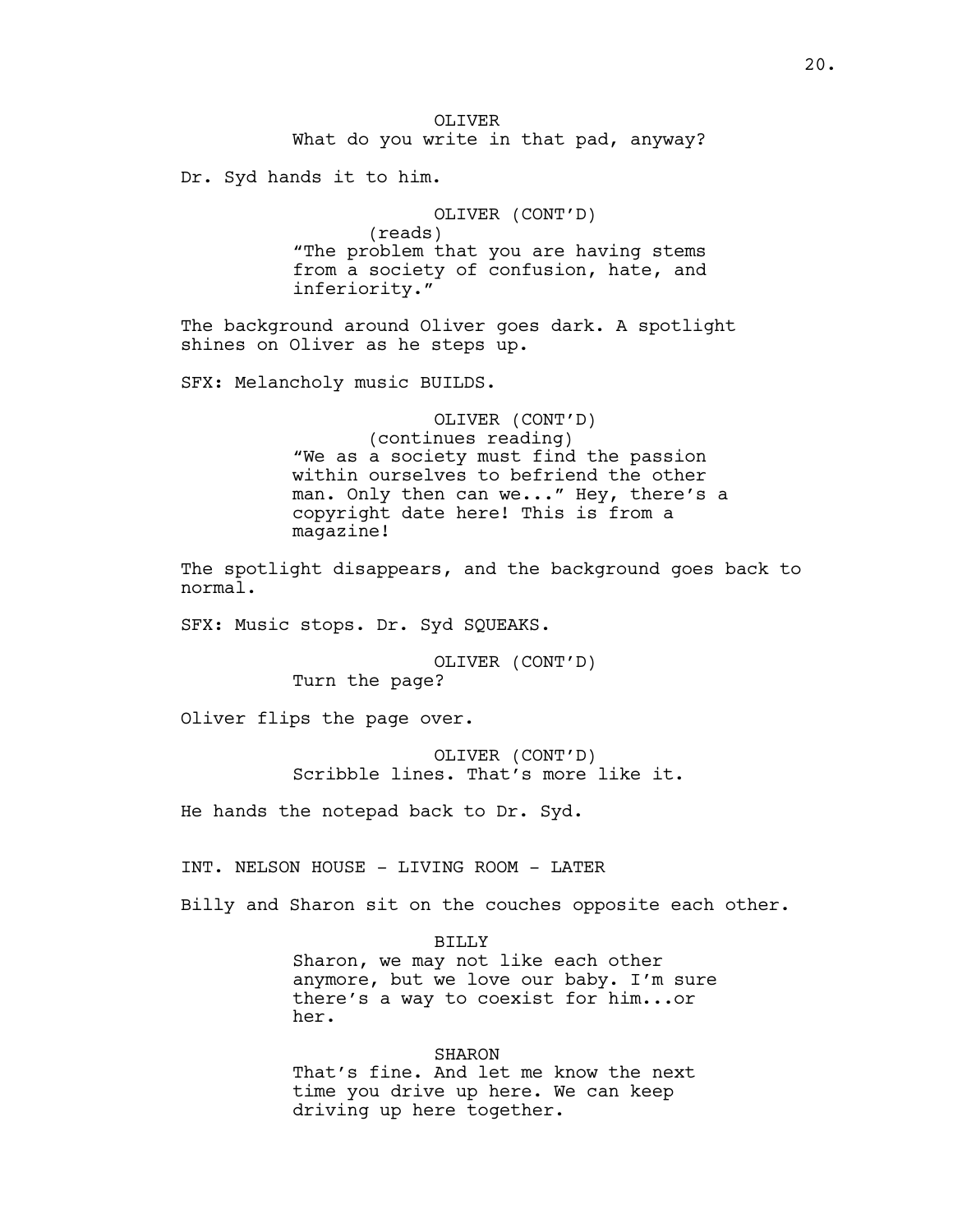OLIVER
What do you write in that pad, anyway?

Dr. Syd hands it to him.

OLIVER (CONT'D)
(reads)
"The problem that you are having stems from a society of confusion, hate, and inferiority."

The background around Oliver goes dark. A spotlight shines on Oliver as he steps up.

SFX: Melancholy music BUILDS.

OLIVER (CONT'D)
(continues reading)
"We as a society must find the passion within ourselves to befriend the other man. Only then can we..." Hey, there's a copyright date here! This is from a magazine!

The spotlight disappears, and the background goes back to normal.

SFX: Music stops. Dr. Syd SQUEAKS.

OLIVER (CONT'D)
Turn the page?

Oliver flips the page over.

OLIVER (CONT'D)
Scribble lines. That's more like it.

He hands the notepad back to Dr. Syd.

INT. NELSON HOUSE - LIVING ROOM - LATER

Billy and Sharon sit on the couches opposite each other.

BILLY
Sharon, we may not like each other anymore, but we love our baby. I'm sure there's a way to coexist for him...or her.

SHARON
That's fine. And let me know the next time you drive up here. We can keep driving up here together.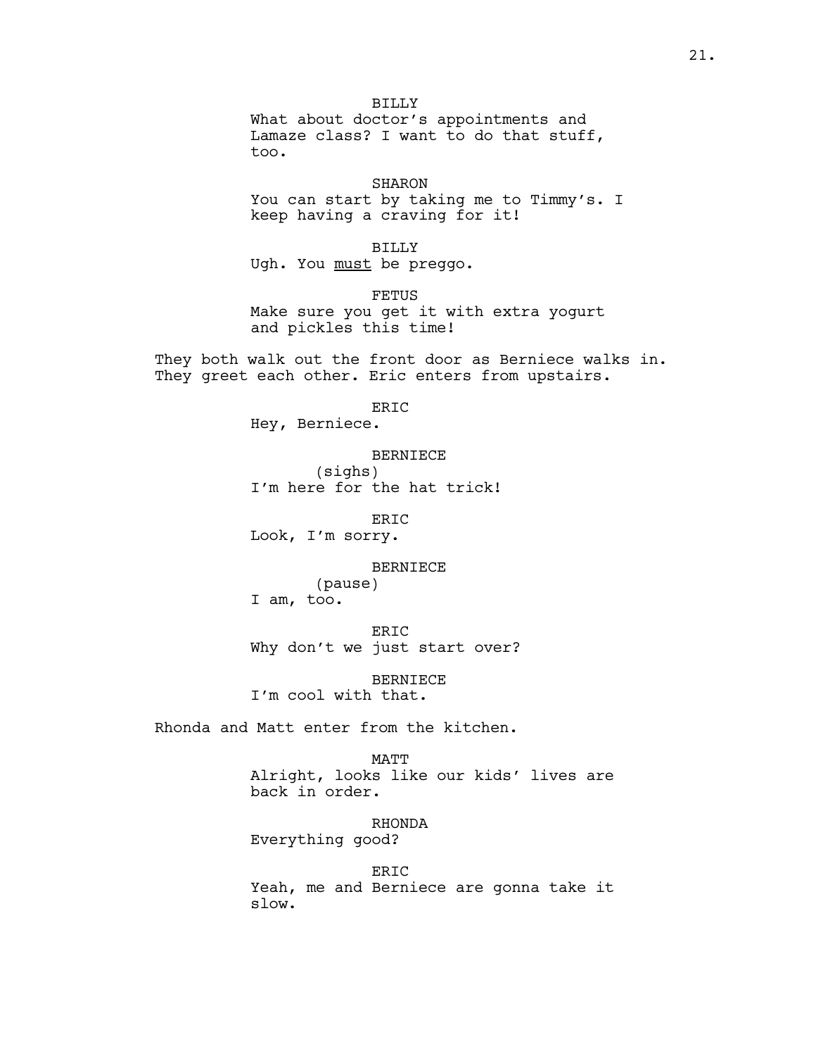BILLY
What about doctor's appointments and Lamaze class? I want to do that stuff, too.

SHARON
You can start by taking me to Timmy's. I keep having a craving for it!

BILLY
Ugh. You <u>must</u> be preggo.

FETUS
Make sure you get it with extra yogurt and pickles this time!

They both walk out the front door as Berniece walks in. They greet each other. Eric enters from upstairs.

ERIC
Hey, Berniece.

BERNIECE
(sighs)
I'm here for the hat trick!

ERIC
Look, I'm sorry.

BERNIECE
(pause)
I am, too.

ERIC
Why don't we just start over?

BERNIECE
I'm cool with that.

Rhonda and Matt enter from the kitchen.

MATT
Alright, looks like our kids' lives are back in order.

RHONDA
Everything good?

ERIC
Yeah, me and Berniece are gonna take it slow.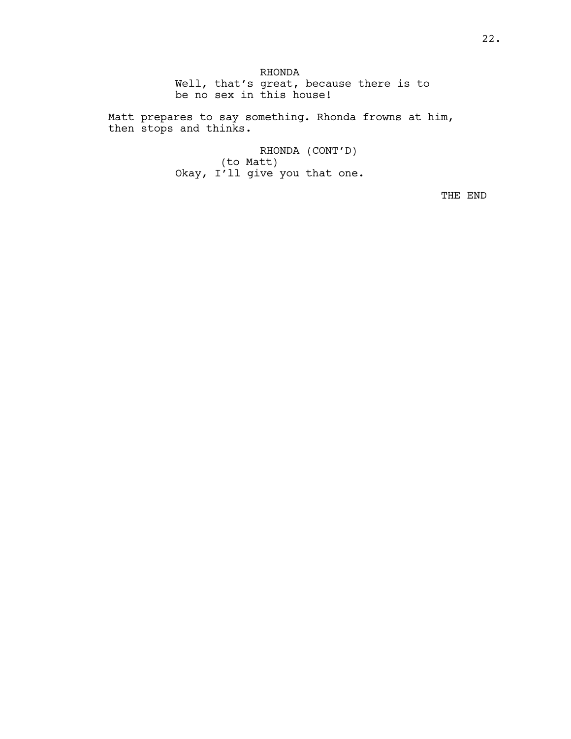RHONDA

Well, that's great, because there is to be no sex in this house!

Matt prepares to say something. Rhonda frowns at him, then stops and thinks.

RHONDA (CONT'D)

(to Matt)

Okay, I'll give you that one.

THE END